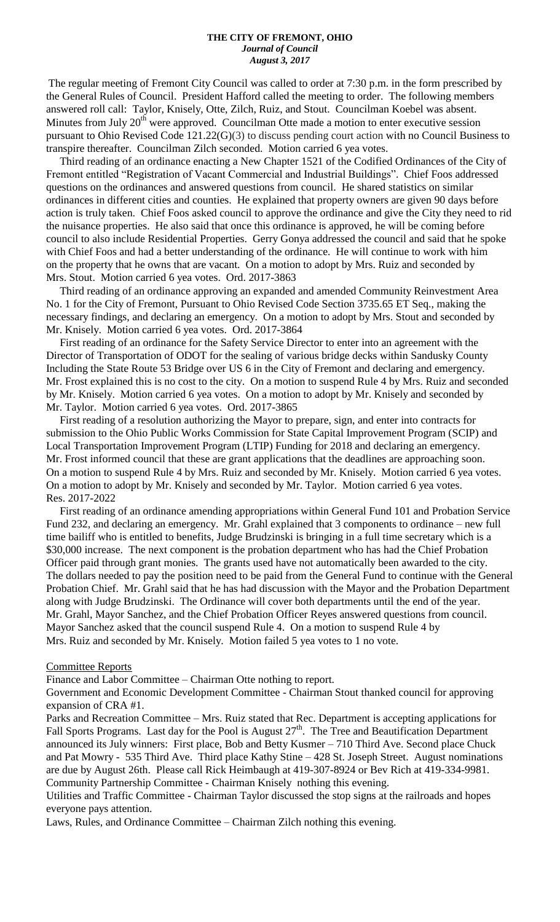**THE CITY OF FREMONT, OHIO**
***Journal of Council***
***August 3, 2017***

The regular meeting of Fremont City Council was called to order at 7:30 p.m. in the form prescribed by the General Rules of Council. President Hafford called the meeting to order. The following members answered roll call: Taylor, Knisely, Otte, Zilch, Ruiz, and Stout. Councilman Koebel was absent. Minutes from July 20th were approved. Councilman Otte made a motion to enter executive session pursuant to Ohio Revised Code 121.22(G)(3) to discuss pending court action with no Council Business to transpire thereafter. Councilman Zilch seconded. Motion carried 6 yea votes.

Third reading of an ordinance enacting a New Chapter 1521 of the Codified Ordinances of the City of Fremont entitled "Registration of Vacant Commercial and Industrial Buildings". Chief Foos addressed questions on the ordinances and answered questions from council. He shared statistics on similar ordinances in different cities and counties. He explained that property owners are given 90 days before action is truly taken. Chief Foos asked council to approve the ordinance and give the City they need to rid the nuisance properties. He also said that once this ordinance is approved, he will be coming before council to also include Residential Properties. Gerry Gonya addressed the council and said that he spoke with Chief Foos and had a better understanding of the ordinance. He will continue to work with him on the property that he owns that are vacant. On a motion to adopt by Mrs. Ruiz and seconded by Mrs. Stout. Motion carried 6 yea votes. Ord. 2017-3863

Third reading of an ordinance approving an expanded and amended Community Reinvestment Area No. 1 for the City of Fremont, Pursuant to Ohio Revised Code Section 3735.65 ET Seq., making the necessary findings, and declaring an emergency. On a motion to adopt by Mrs. Stout and seconded by Mr. Knisely. Motion carried 6 yea votes. Ord. 2017-3864

First reading of an ordinance for the Safety Service Director to enter into an agreement with the Director of Transportation of ODOT for the sealing of various bridge decks within Sandusky County Including the State Route 53 Bridge over US 6 in the City of Fremont and declaring and emergency. Mr. Frost explained this is no cost to the city. On a motion to suspend Rule 4 by Mrs. Ruiz and seconded by Mr. Knisely. Motion carried 6 yea votes. On a motion to adopt by Mr. Knisely and seconded by Mr. Taylor. Motion carried 6 yea votes. Ord. 2017-3865

First reading of a resolution authorizing the Mayor to prepare, sign, and enter into contracts for submission to the Ohio Public Works Commission for State Capital Improvement Program (SCIP) and Local Transportation Improvement Program (LTIP) Funding for 2018 and declaring an emergency. Mr. Frost informed council that these are grant applications that the deadlines are approaching soon. On a motion to suspend Rule 4 by Mrs. Ruiz and seconded by Mr. Knisely. Motion carried 6 yea votes. On a motion to adopt by Mr. Knisely and seconded by Mr. Taylor. Motion carried 6 yea votes. Res. 2017-2022

First reading of an ordinance amending appropriations within General Fund 101 and Probation Service Fund 232, and declaring an emergency. Mr. Grahl explained that 3 components to ordinance – new full time bailiff who is entitled to benefits, Judge Brudzinski is bringing in a full time secretary which is a $30,000 increase. The next component is the probation department who has had the Chief Probation Officer paid through grant monies. The grants used have not automatically been awarded to the city. The dollars needed to pay the position need to be paid from the General Fund to continue with the General Probation Chief. Mr. Grahl said that he has had discussion with the Mayor and the Probation Department along with Judge Brudzinski. The Ordinance will cover both departments until the end of the year. Mr. Grahl, Mayor Sanchez, and the Chief Probation Officer Reyes answered questions from council. Mayor Sanchez asked that the council suspend Rule 4. On a motion to suspend Rule 4 by Mrs. Ruiz and seconded by Mr. Knisely. Motion failed 5 yea votes to 1 no vote.

Committee Reports

Finance and Labor Committee – Chairman Otte nothing to report.

Government and Economic Development Committee - Chairman Stout thanked council for approving expansion of CRA #1.

Parks and Recreation Committee – Mrs. Ruiz stated that Rec. Department is accepting applications for Fall Sports Programs. Last day for the Pool is August 27th. The Tree and Beautification Department announced its July winners: First place, Bob and Betty Kusmer – 710 Third Ave. Second place Chuck and Pat Mowry - 535 Third Ave. Third place Kathy Stine – 428 St. Joseph Street. August nominations are due by August 26th. Please call Rick Heimbaugh at 419-307-8924 or Bev Rich at 419-334-9981.

Community Partnership Committee - Chairman Knisely nothing this evening.

Utilities and Traffic Committee - Chairman Taylor discussed the stop signs at the railroads and hopes everyone pays attention.

Laws, Rules, and Ordinance Committee – Chairman Zilch nothing this evening.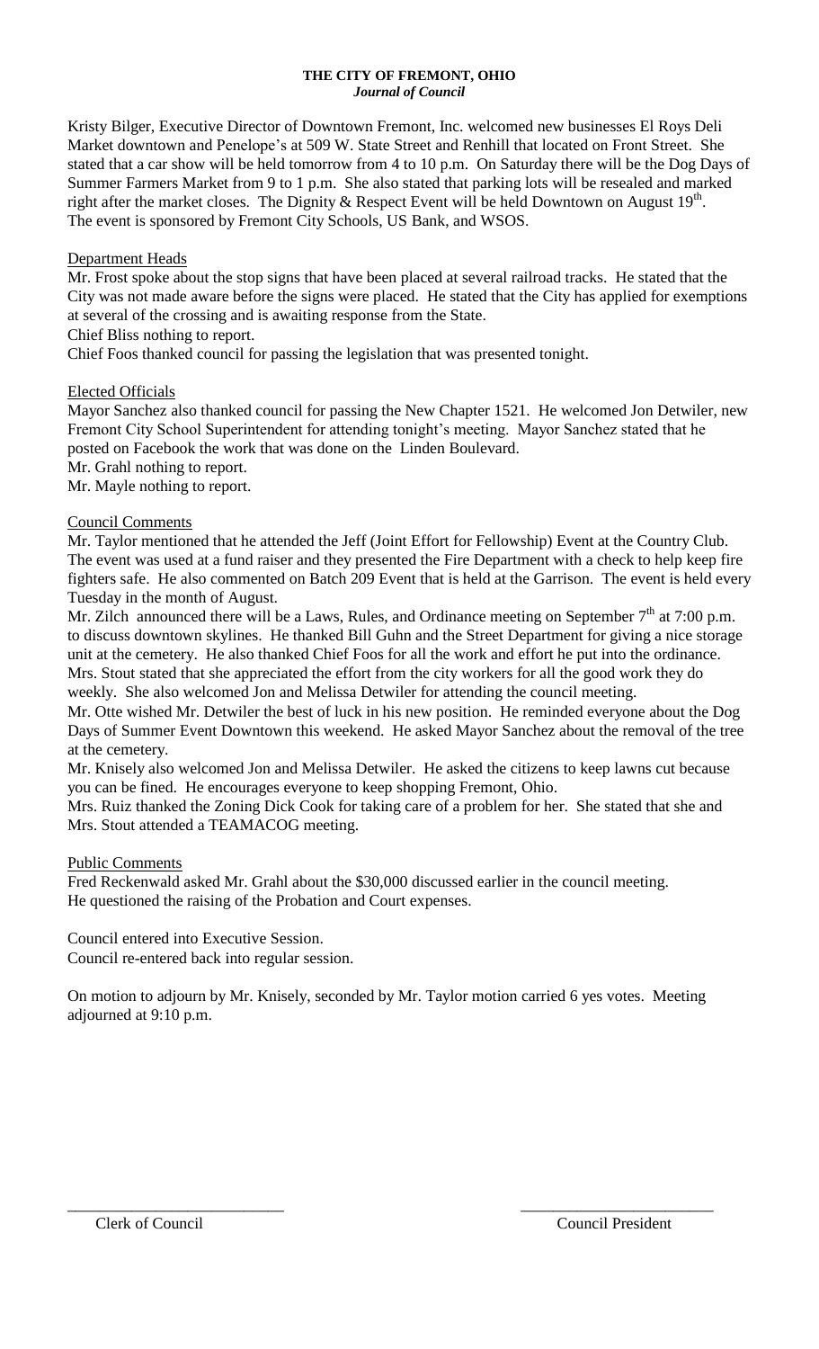**THE CITY OF FREMONT, OHIO**
***Journal of Council***

Kristy Bilger, Executive Director of Downtown Fremont, Inc. welcomed new businesses El Roys Deli Market downtown and Penelope's at 509 W. State Street and Renhill that located on Front Street. She stated that a car show will be held tomorrow from 4 to 10 p.m. On Saturday there will be the Dog Days of Summer Farmers Market from 9 to 1 p.m. She also stated that parking lots will be resealed and marked right after the market closes. The Dignity & Respect Event will be held Downtown on August 19th. The event is sponsored by Fremont City Schools, US Bank, and WSOS.

Department Heads

Mr. Frost spoke about the stop signs that have been placed at several railroad tracks. He stated that the City was not made aware before the signs were placed. He stated that the City has applied for exemptions at several of the crossing and is awaiting response from the State.

Chief Bliss nothing to report.

Chief Foos thanked council for passing the legislation that was presented tonight.

Elected Officials

Mayor Sanchez also thanked council for passing the New Chapter 1521. He welcomed Jon Detwiler, new Fremont City School Superintendent for attending tonight's meeting. Mayor Sanchez stated that he posted on Facebook the work that was done on the Linden Boulevard.

Mr. Grahl nothing to report.

Mr. Mayle nothing to report.

Council Comments

Mr. Taylor mentioned that he attended the Jeff (Joint Effort for Fellowship) Event at the Country Club. The event was used at a fund raiser and they presented the Fire Department with a check to help keep fire fighters safe. He also commented on Batch 209 Event that is held at the Garrison. The event is held every Tuesday in the month of August.

Mr. Zilch announced there will be a Laws, Rules, and Ordinance meeting on September 7th at 7:00 p.m. to discuss downtown skylines. He thanked Bill Guhn and the Street Department for giving a nice storage unit at the cemetery. He also thanked Chief Foos for all the work and effort he put into the ordinance.

Mrs. Stout stated that she appreciated the effort from the city workers for all the good work they do weekly. She also welcomed Jon and Melissa Detwiler for attending the council meeting.

Mr. Otte wished Mr. Detwiler the best of luck in his new position. He reminded everyone about the Dog Days of Summer Event Downtown this weekend. He asked Mayor Sanchez about the removal of the tree at the cemetery.

Mr. Knisely also welcomed Jon and Melissa Detwiler. He asked the citizens to keep lawns cut because you can be fined. He encourages everyone to keep shopping Fremont, Ohio.

Mrs. Ruiz thanked the Zoning Dick Cook for taking care of a problem for her. She stated that she and Mrs. Stout attended a TEAMACOG meeting.

Public Comments

Fred Reckenwald asked Mr. Grahl about the $30,000 discussed earlier in the council meeting. He questioned the raising of the Probation and Court expenses.

Council entered into Executive Session.
Council re-entered back into regular session.

On motion to adjourn by Mr. Knisely, seconded by Mr. Taylor motion carried 6 yes votes. Meeting adjourned at 9:10 p.m.

\_\_\_\_\_\_\_\_\_\_\_\_\_\_\_\_\_\_\_\_\_\_\_\_\_\_\_
Clerk of Council

\_\_\_\_\_\_\_\_\_\_\_\_\_\_\_\_\_\_\_\_\_\_\_\_\_
Council President